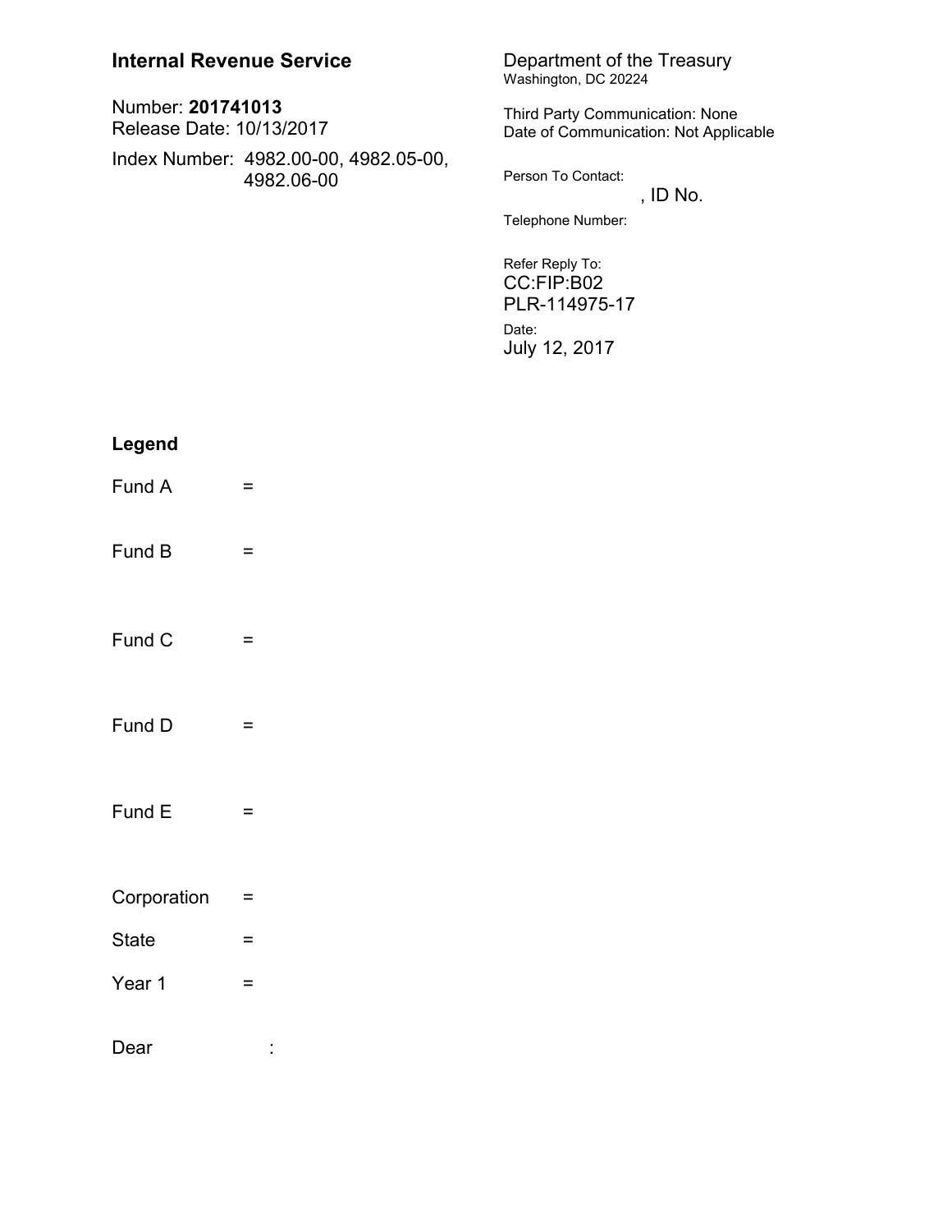**Internal Revenue Service**

Number: **201741013**
Release Date: 10/13/2017

Index Number: 4982.00-00, 4982.05-00, 4982.06-00

Department of the Treasury
Washington, DC 20224

Third Party Communication: None
Date of Communication: Not Applicable

Person To Contact:
, ID No.

Telephone Number:

Refer Reply To:
CC:FIP:B02
PLR-114975-17

Date:
July 12, 2017

**Legend**

Fund A =

Fund B =

Fund C =

Fund D =

Fund E =

Corporation =

State =

Year 1 =

Dear :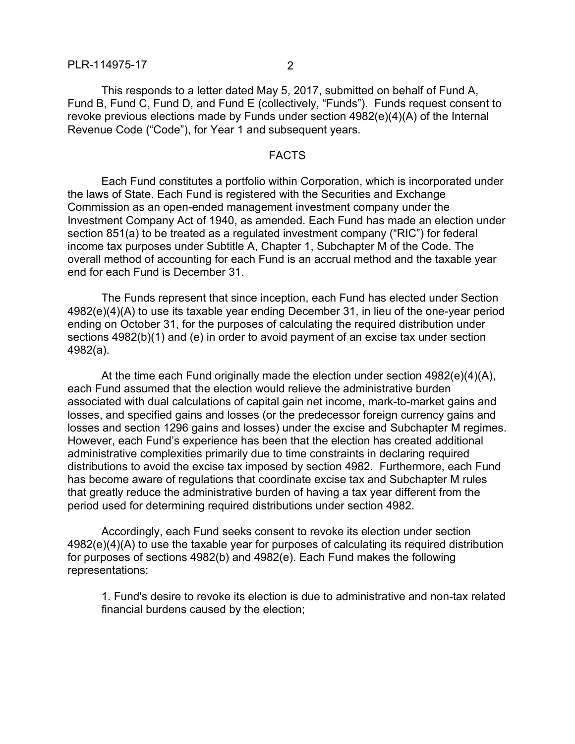This responds to a letter dated May 5, 2017, submitted on behalf of Fund A, Fund B, Fund C, Fund D, and Fund E (collectively, "Funds"). Funds request consent to revoke previous elections made by Funds under section 4982(e)(4)(A) of the Internal Revenue Code ("Code"), for Year 1 and subsequent years.

## FACTS

Each Fund constitutes a portfolio within Corporation, which is incorporated under the laws of State. Each Fund is registered with the Securities and Exchange Commission as an open-ended management investment company under the Investment Company Act of 1940, as amended. Each Fund has made an election under section 851(a) to be treated as a regulated investment company ("RIC") for federal income tax purposes under Subtitle A, Chapter 1, Subchapter M of the Code. The overall method of accounting for each Fund is an accrual method and the taxable year end for each Fund is December 31.

The Funds represent that since inception, each Fund has elected under Section 4982(e)(4)(A) to use its taxable year ending December 31, in lieu of the one-year period ending on October 31, for the purposes of calculating the required distribution under sections 4982(b)(1) and (e) in order to avoid payment of an excise tax under section 4982(a).

At the time each Fund originally made the election under section 4982(e)(4)(A), each Fund assumed that the election would relieve the administrative burden associated with dual calculations of capital gain net income, mark-to-market gains and losses, and specified gains and losses (or the predecessor foreign currency gains and losses and section 1296 gains and losses) under the excise and Subchapter M regimes. However, each Fund's experience has been that the election has created additional administrative complexities primarily due to time constraints in declaring required distributions to avoid the excise tax imposed by section 4982. Furthermore, each Fund has become aware of regulations that coordinate excise tax and Subchapter M rules that greatly reduce the administrative burden of having a tax year different from the period used for determining required distributions under section 4982.

Accordingly, each Fund seeks consent to revoke its election under section 4982(e)(4)(A) to use the taxable year for purposes of calculating its required distribution for purposes of sections 4982(b) and 4982(e). Each Fund makes the following representations:

1. Fund's desire to revoke its election is due to administrative and non-tax related financial burdens caused by the election;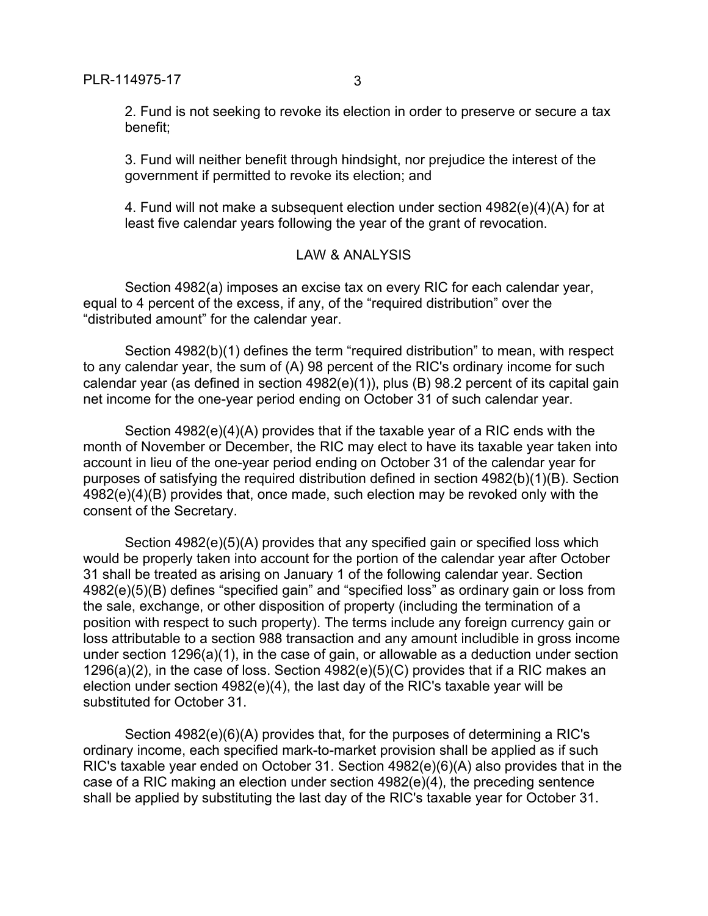2. Fund is not seeking to revoke its election in order to preserve or secure a tax benefit;

3. Fund will neither benefit through hindsight, nor prejudice the interest of the government if permitted to revoke its election; and

4. Fund will not make a subsequent election under section 4982(e)(4)(A) for at least five calendar years following the year of the grant of revocation.

## LAW & ANALYSIS

Section 4982(a) imposes an excise tax on every RIC for each calendar year, equal to 4 percent of the excess, if any, of the "required distribution" over the "distributed amount" for the calendar year.

Section 4982(b)(1) defines the term "required distribution" to mean, with respect to any calendar year, the sum of (A) 98 percent of the RIC's ordinary income for such calendar year (as defined in section 4982(e)(1)), plus (B) 98.2 percent of its capital gain net income for the one-year period ending on October 31 of such calendar year.

Section 4982(e)(4)(A) provides that if the taxable year of a RIC ends with the month of November or December, the RIC may elect to have its taxable year taken into account in lieu of the one-year period ending on October 31 of the calendar year for purposes of satisfying the required distribution defined in section 4982(b)(1)(B). Section 4982(e)(4)(B) provides that, once made, such election may be revoked only with the consent of the Secretary.

Section 4982(e)(5)(A) provides that any specified gain or specified loss which would be properly taken into account for the portion of the calendar year after October 31 shall be treated as arising on January 1 of the following calendar year. Section 4982(e)(5)(B) defines "specified gain" and "specified loss" as ordinary gain or loss from the sale, exchange, or other disposition of property (including the termination of a position with respect to such property). The terms include any foreign currency gain or loss attributable to a section 988 transaction and any amount includible in gross income under section 1296(a)(1), in the case of gain, or allowable as a deduction under section 1296(a)(2), in the case of loss. Section 4982(e)(5)(C) provides that if a RIC makes an election under section 4982(e)(4), the last day of the RIC's taxable year will be substituted for October 31.

Section 4982(e)(6)(A) provides that, for the purposes of determining a RIC's ordinary income, each specified mark-to-market provision shall be applied as if such RIC's taxable year ended on October 31. Section 4982(e)(6)(A) also provides that in the case of a RIC making an election under section 4982(e)(4), the preceding sentence shall be applied by substituting the last day of the RIC's taxable year for October 31.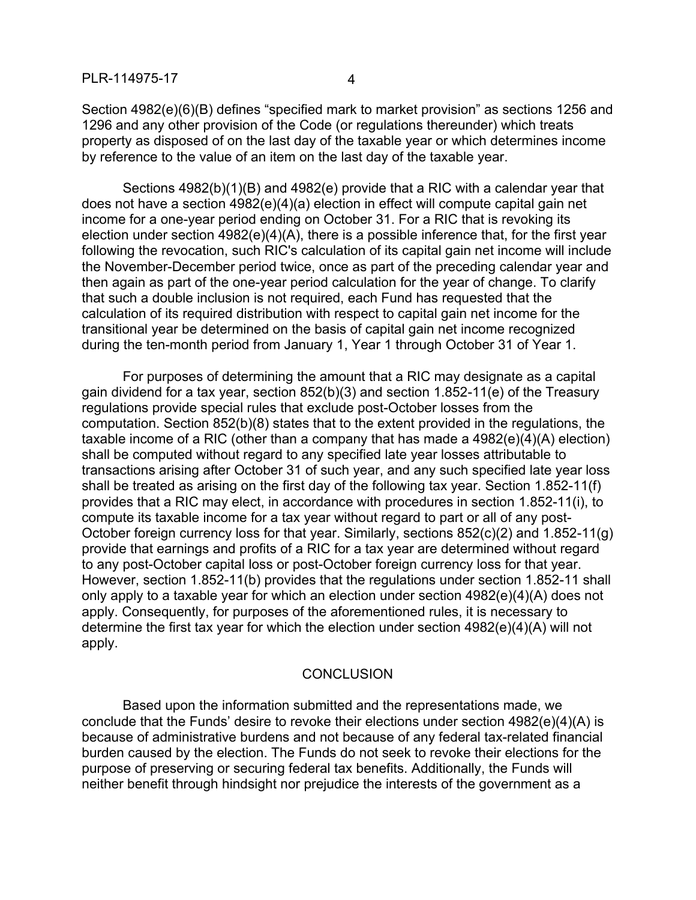Section 4982(e)(6)(B) defines "specified mark to market provision" as sections 1256 and 1296 and any other provision of the Code (or regulations thereunder) which treats property as disposed of on the last day of the taxable year or which determines income by reference to the value of an item on the last day of the taxable year.

Sections 4982(b)(1)(B) and 4982(e) provide that a RIC with a calendar year that does not have a section 4982(e)(4)(a) election in effect will compute capital gain net income for a one-year period ending on October 31. For a RIC that is revoking its election under section 4982(e)(4)(A), there is a possible inference that, for the first year following the revocation, such RIC's calculation of its capital gain net income will include the November-December period twice, once as part of the preceding calendar year and then again as part of the one-year period calculation for the year of change. To clarify that such a double inclusion is not required, each Fund has requested that the calculation of its required distribution with respect to capital gain net income for the transitional year be determined on the basis of capital gain net income recognized during the ten-month period from January 1, Year 1 through October 31 of Year 1.

For purposes of determining the amount that a RIC may designate as a capital gain dividend for a tax year, section 852(b)(3) and section 1.852-11(e) of the Treasury regulations provide special rules that exclude post-October losses from the computation. Section 852(b)(8) states that to the extent provided in the regulations, the taxable income of a RIC (other than a company that has made a 4982(e)(4)(A) election) shall be computed without regard to any specified late year losses attributable to transactions arising after October 31 of such year, and any such specified late year loss shall be treated as arising on the first day of the following tax year. Section 1.852-11(f) provides that a RIC may elect, in accordance with procedures in section 1.852-11(i), to compute its taxable income for a tax year without regard to part or all of any post-October foreign currency loss for that year. Similarly, sections 852(c)(2) and 1.852-11(g) provide that earnings and profits of a RIC for a tax year are determined without regard to any post-October capital loss or post-October foreign currency loss for that year. However, section 1.852-11(b) provides that the regulations under section 1.852-11 shall only apply to a taxable year for which an election under section 4982(e)(4)(A) does not apply. Consequently, for purposes of the aforementioned rules, it is necessary to determine the first tax year for which the election under section 4982(e)(4)(A) will not apply.

## CONCLUSION

Based upon the information submitted and the representations made, we conclude that the Funds' desire to revoke their elections under section 4982(e)(4)(A) is because of administrative burdens and not because of any federal tax-related financial burden caused by the election. The Funds do not seek to revoke their elections for the purpose of preserving or securing federal tax benefits. Additionally, the Funds will neither benefit through hindsight nor prejudice the interests of the government as a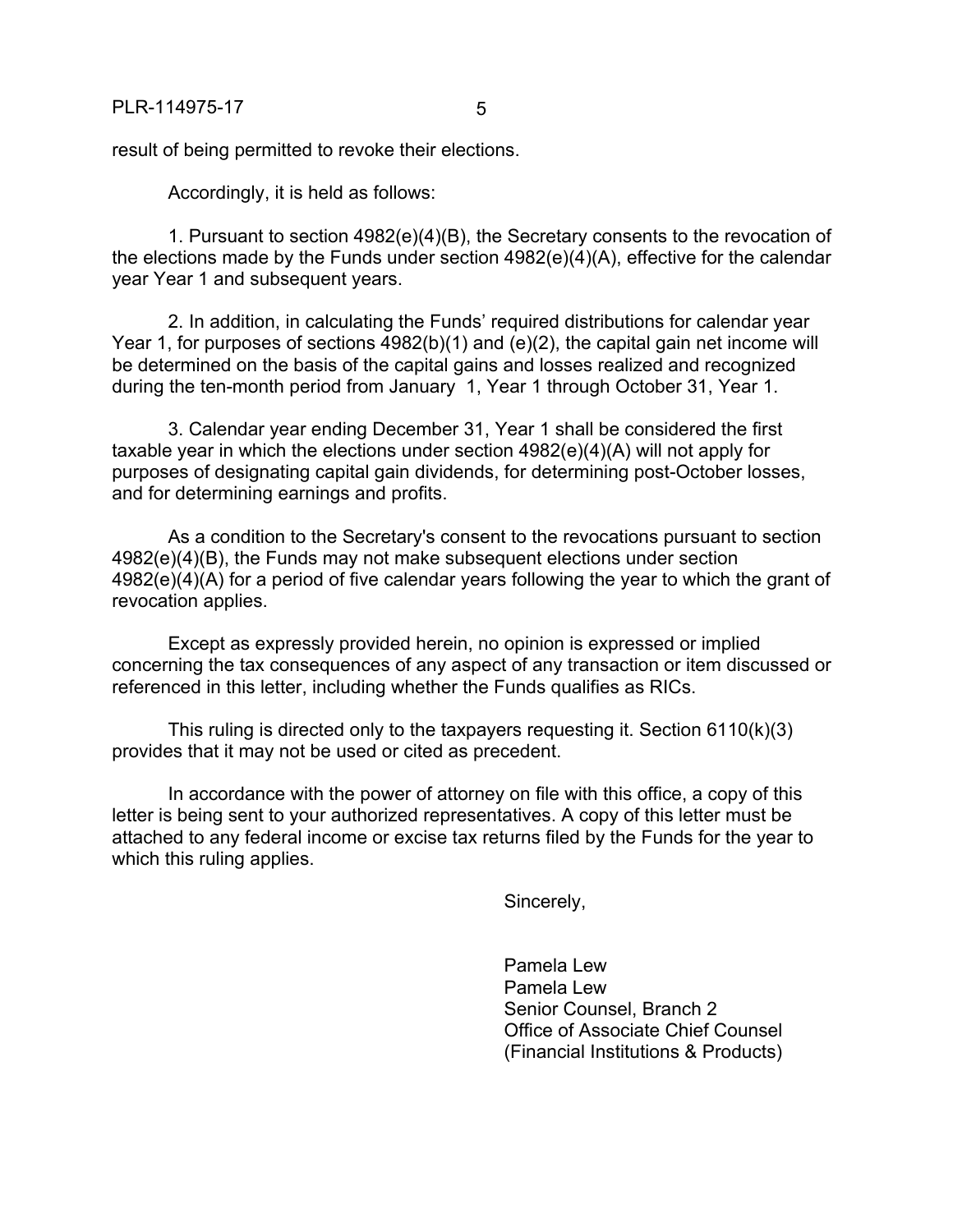result of being permitted to revoke their elections.

Accordingly, it is held as follows:

1. Pursuant to section 4982(e)(4)(B), the Secretary consents to the revocation of the elections made by the Funds under section 4982(e)(4)(A), effective for the calendar year Year 1 and subsequent years.

2. In addition, in calculating the Funds' required distributions for calendar year Year 1, for purposes of sections 4982(b)(1) and (e)(2), the capital gain net income will be determined on the basis of the capital gains and losses realized and recognized during the ten-month period from January 1, Year 1 through October 31, Year 1.

3. Calendar year ending December 31, Year 1 shall be considered the first taxable year in which the elections under section 4982(e)(4)(A) will not apply for purposes of designating capital gain dividends, for determining post-October losses, and for determining earnings and profits.

As a condition to the Secretary's consent to the revocations pursuant to section 4982(e)(4)(B), the Funds may not make subsequent elections under section 4982(e)(4)(A) for a period of five calendar years following the year to which the grant of revocation applies.

Except as expressly provided herein, no opinion is expressed or implied concerning the tax consequences of any aspect of any transaction or item discussed or referenced in this letter, including whether the Funds qualifies as RICs.

This ruling is directed only to the taxpayers requesting it. Section 6110(k)(3) provides that it may not be used or cited as precedent.

In accordance with the power of attorney on file with this office, a copy of this letter is being sent to your authorized representatives. A copy of this letter must be attached to any federal income or excise tax returns filed by the Funds for the year to which this ruling applies.

Sincerely,

Pamela Lew
Pamela Lew
Senior Counsel, Branch 2
Office of Associate Chief Counsel
(Financial Institutions & Products)